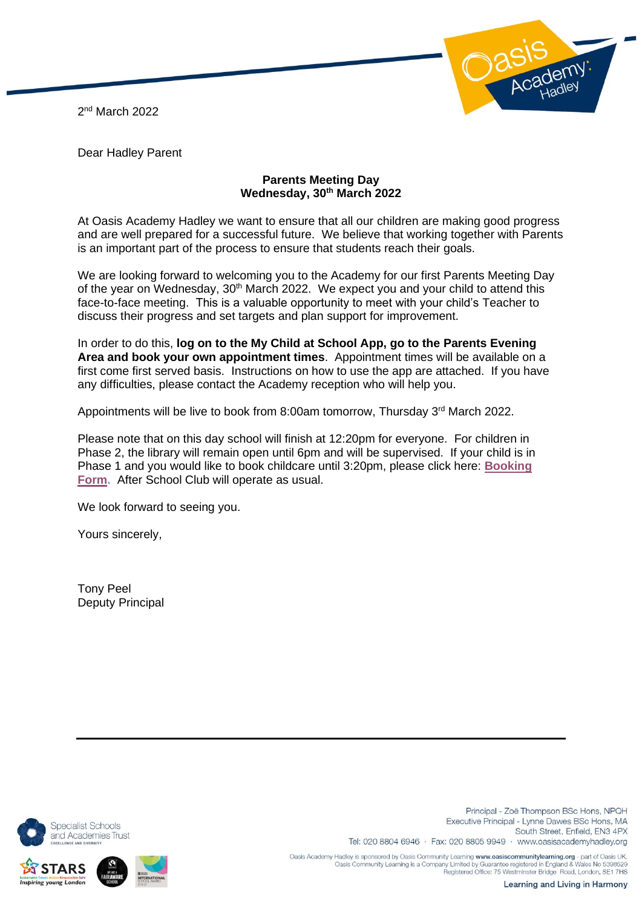2nd March 2022

Dear Hadley Parent

**Parents Meeting Day**
**Wednesday, 30th March 2022**

At Oasis Academy Hadley we want to ensure that all our children are making good progress and are well prepared for a successful future. We believe that working together with Parents is an important part of the process to ensure that students reach their goals.

We are looking forward to welcoming you to the Academy for our first Parents Meeting Day of the year on Wednesday, 30th March 2022. We expect you and your child to attend this face-to-face meeting. This is a valuable opportunity to meet with your child's Teacher to discuss their progress and set targets and plan support for improvement.

In order to do this, **log on to the My Child at School App, go to the Parents Evening Area and book your own appointment times**. Appointment times will be available on a first come first served basis. Instructions on how to use the app are attached. If you have any difficulties, please contact the Academy reception who will help you.

Appointments will be live to book from 8:00am tomorrow, Thursday 3rd March 2022.

Please note that on this day school will finish at 12:20pm for everyone. For children in Phase 2, the library will remain open until 6pm and will be supervised. If your child is in Phase 1 and you would like to book childcare until 3:20pm, please click here: **Booking Form**. After School Club will operate as usual.

We look forward to seeing you.

Yours sincerely,

Tony Peel
Deputy Principal

Principal - Zoë Thompson BSc Hons, NPQH
Executive Principal - Lynne Dawes BSc Hons, MA
South Street, Enfield, EN3 4PX
Tel: 020 8804 6946 · Fax: 020 8805 9949 · www.oasisacademyhadley.org

Oasis Academy Hadley is sponsored by Oasis Community Learning **www.oasiscommunitylearning.org** - part of Oasis UK.
Oasis Community Learning is a Company Limited by Guarantee registered in England & Wales No 5398529
Registered Office: 75 Westminster Bridge Road, London, SE1 7HS

Learning and Living in Harmony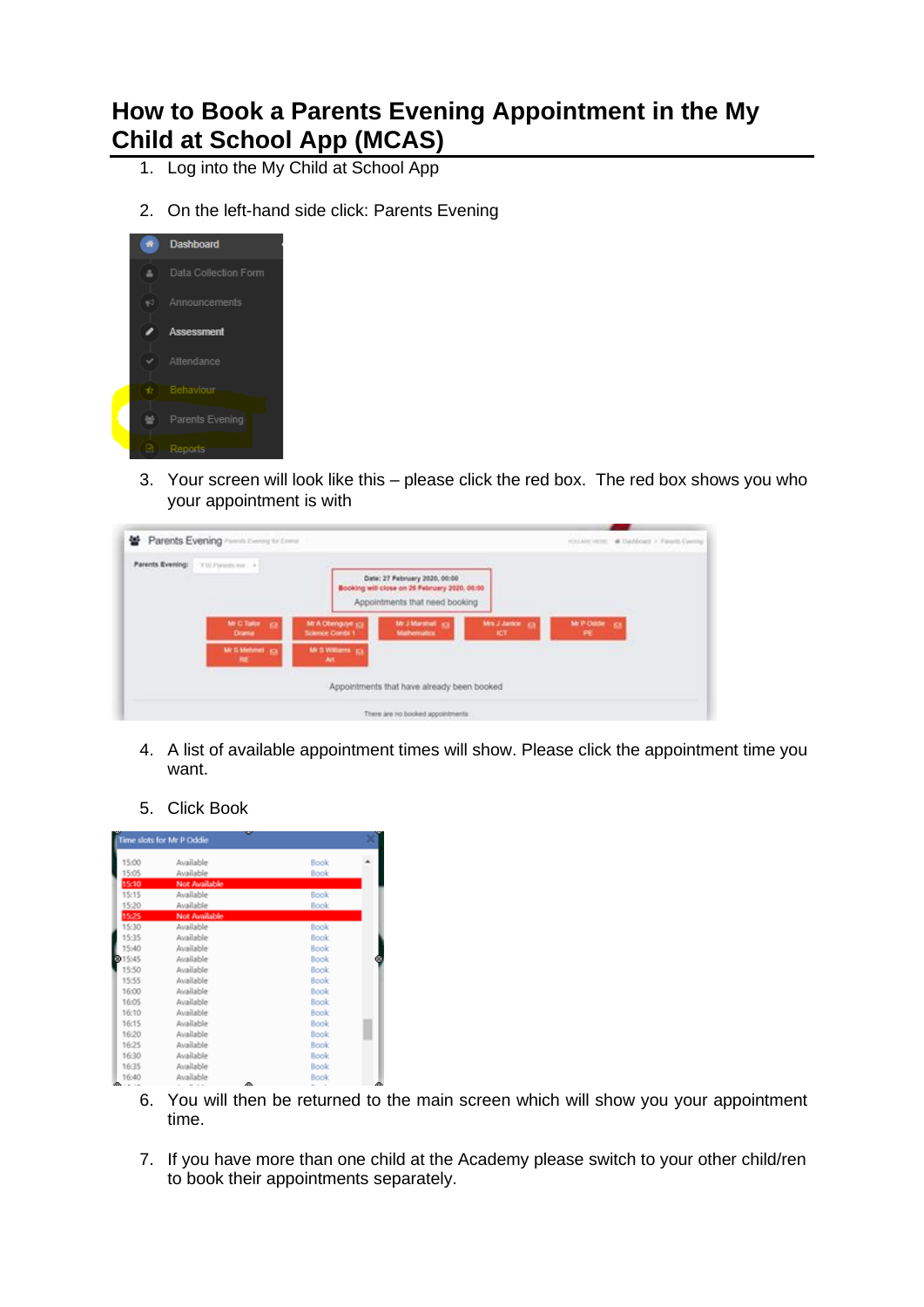# How to Book a Parents Evening Appointment in the My Child at School App (MCAS)

1. Log into the My Child at School App

2. On the left-hand side click: Parents Evening

3. Your screen will look like this – please click the red box. The red box shows you who your appointment is with

4. A list of available appointment times will show. Please click the appointment time you want.

5. Click Book

6. You will then be returned to the main screen which will show you your appointment time.

7. If you have more than one child at the Academy please switch to your other child/ren to book their appointments separately.